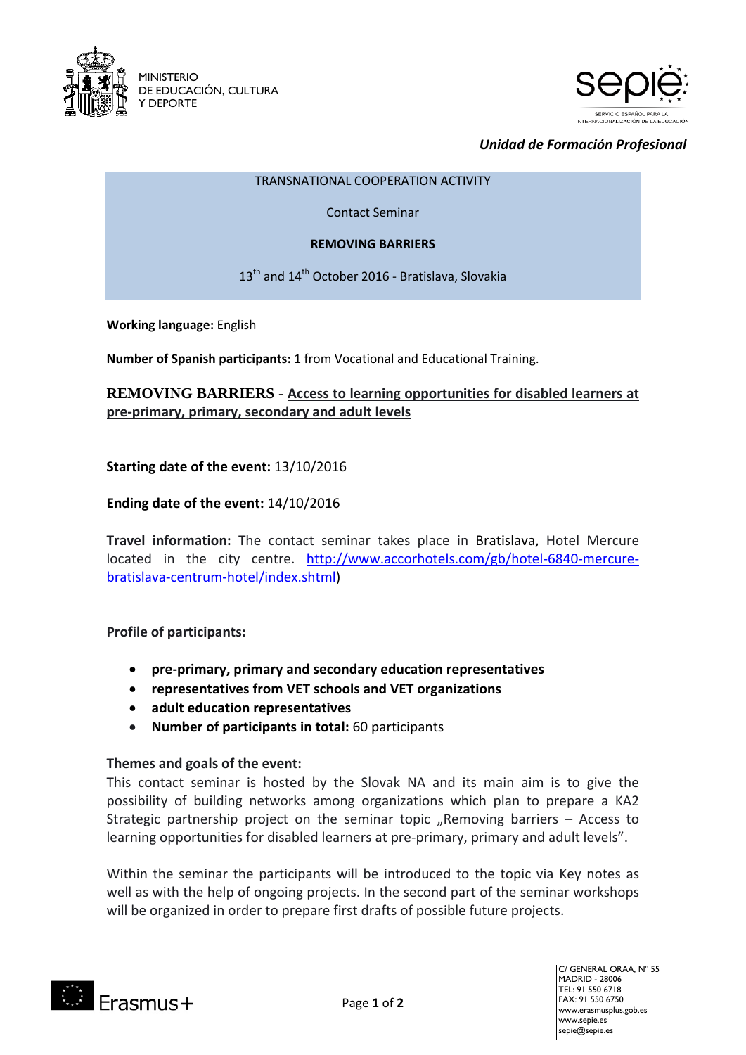MINISTERIO
DE EDUCACIÓN, CULTURA
Y DEPORTE

sepie
SERVICIO ESPAÑOL PARA LA INTERNACIONALIZACIÓN DE LA EDUCACIÓN

***Unidad de Formación Profesional***

TRANSNATIONAL COOPERATION ACTIVITY

Contact Seminar

**REMOVING BARRIERS**

13th and 14th October 2016 - Bratislava, Slovakia

**Working language:** English

**Number of Spanish participants:** 1 from Vocational and Educational Training.

## REMOVING BARRIERS - Access to learning opportunities for disabled learners at pre-primary, primary, secondary and adult levels

**Starting date of the event:** 13/10/2016

**Ending date of the event:** 14/10/2016

**Travel information:** The contact seminar takes place in Bratislava, Hotel Mercure located in the city centre. http://www.accorhotels.com/gb/hotel-6840-mercure-bratislava-centrum-hotel/index.shtml)

**Profile of participants:**

- **pre-primary, primary and secondary education representatives**
- **representatives from VET schools and VET organizations**
- **adult education representatives**
- **Number of participants in total:** 60 participants

**Themes and goals of the event:**

This contact seminar is hosted by the Slovak NA and its main aim is to give the possibility of building networks among organizations which plan to prepare a KA2 Strategic partnership project on the seminar topic „Removing barriers – Access to learning opportunities for disabled learners at pre-primary, primary and adult levels".

Within the seminar the participants will be introduced to the topic via Key notes as well as with the help of ongoing projects. In the second part of the seminar workshops will be organized in order to prepare first drafts of possible future projects.

Erasmus+

C/ GENERAL ORAA, Nº 55
MADRID - 28006
TEL: 91 550 6718
FAX: 91 550 6750
www.erasmusplus.gob.es
www.sepie.es
sepie@sepie.es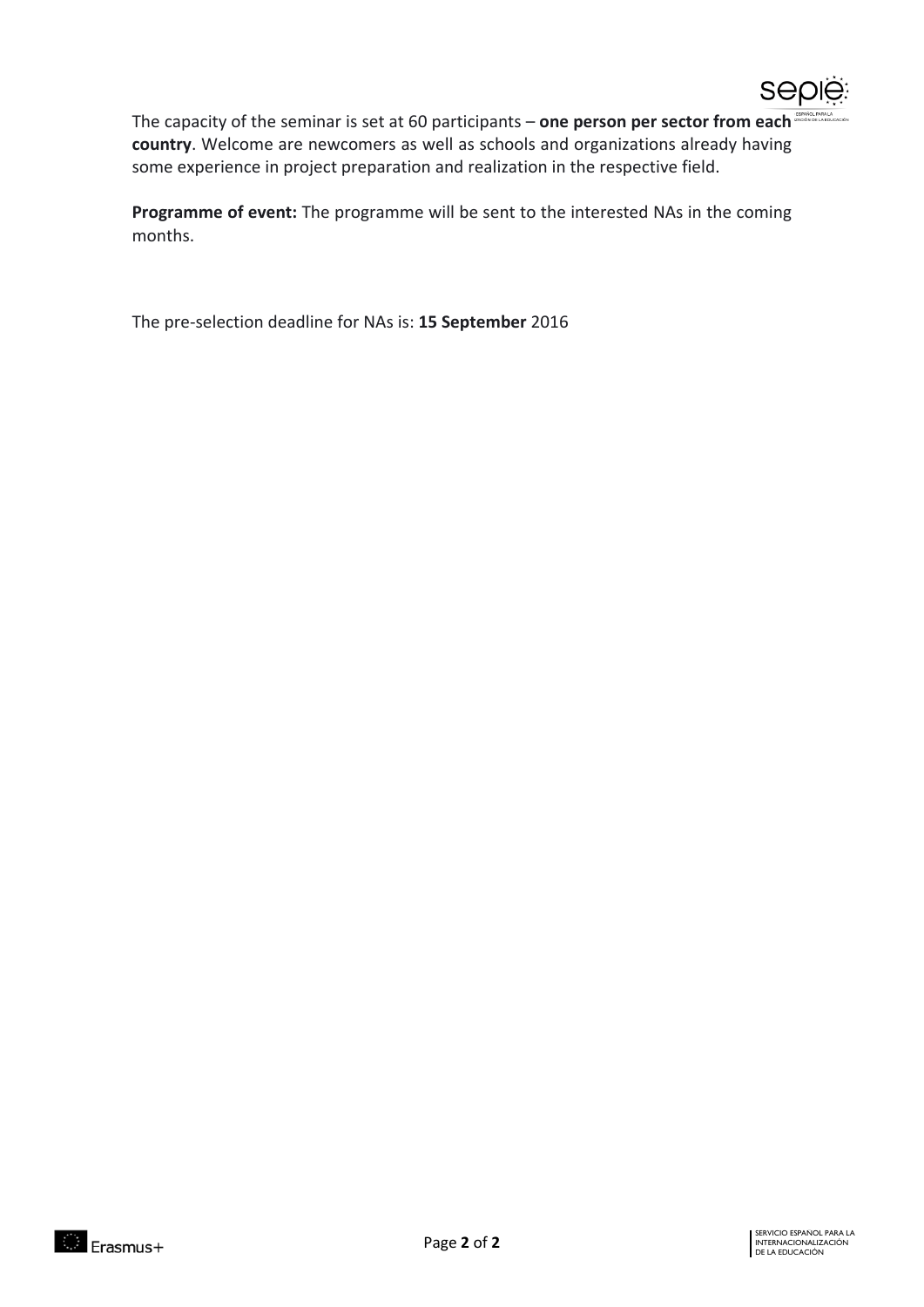The capacity of the seminar is set at 60 participants – **one person per sector from each country**. Welcome are newcomers as well as schools and organizations already having some experience in project preparation and realization in the respective field.

**Programme of event:** The programme will be sent to the interested NAs in the coming months.

The pre-selection deadline for NAs is: **15 September** 2016